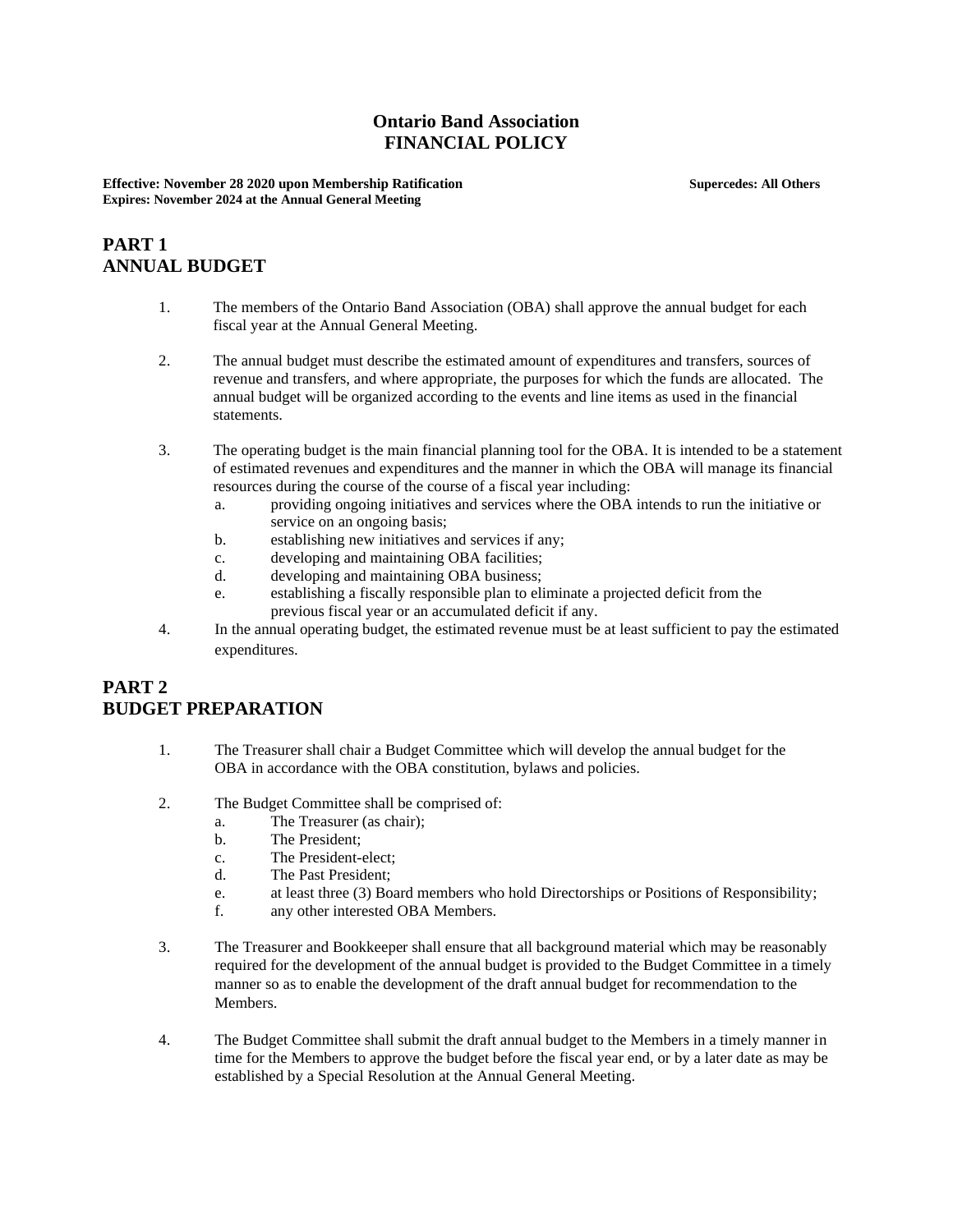# Ontario Band Association
# FINANCIAL POLICY

**Effective: November 28 2020 upon Membership Ratification** **Supercedes: All Others**
**Expires: November 2024 at the Annual General Meeting**

## PART 1
## ANNUAL BUDGET

1. The members of the Ontario Band Association (OBA) shall approve the annual budget for each fiscal year at the Annual General Meeting.

2. The annual budget must describe the estimated amount of expenditures and transfers, sources of revenue and transfers, and where appropriate, the purposes for which the funds are allocated. The annual budget will be organized according to the events and line items as used in the financial statements.

3. The operating budget is the main financial planning tool for the OBA. It is intended to be a statement of estimated revenues and expenditures and the manner in which the OBA will manage its financial resources during the course of the course of a fiscal year including:
   a. providing ongoing initiatives and services where the OBA intends to run the initiative or service on an ongoing basis;
   b. establishing new initiatives and services if any;
   c. developing and maintaining OBA facilities;
   d. developing and maintaining OBA business;
   e. establishing a fiscally responsible plan to eliminate a projected deficit from the previous fiscal year or an accumulated deficit if any.

4. In the annual operating budget, the estimated revenue must be at least sufficient to pay the estimated expenditures.

## PART 2
## BUDGET PREPARATION

1. The Treasurer shall chair a Budget Committee which will develop the annual budget for the OBA in accordance with the OBA constitution, bylaws and policies.

2. The Budget Committee shall be comprised of:
   a. The Treasurer (as chair);
   b. The President;
   c. The President-elect;
   d. The Past President;
   e. at least three (3) Board members who hold Directorships or Positions of Responsibility;
   f. any other interested OBA Members.

3. The Treasurer and Bookkeeper shall ensure that all background material which may be reasonably required for the development of the annual budget is provided to the Budget Committee in a timely manner so as to enable the development of the draft annual budget for recommendation to the Members.

4. The Budget Committee shall submit the draft annual budget to the Members in a timely manner in time for the Members to approve the budget before the fiscal year end, or by a later date as may be established by a Special Resolution at the Annual General Meeting.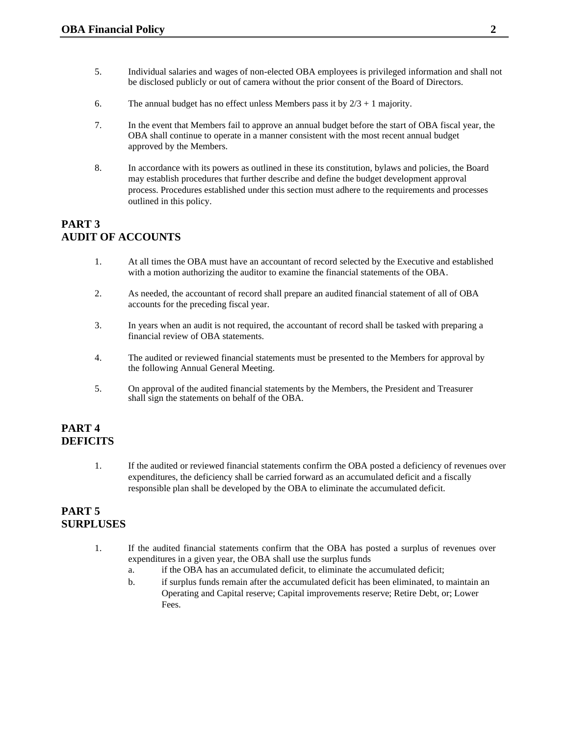5. Individual salaries and wages of non-elected OBA employees is privileged information and shall not be disclosed publicly or out of camera without the prior consent of the Board of Directors.

6. The annual budget has no effect unless Members pass it by 2/3 + 1 majority.

7. In the event that Members fail to approve an annual budget before the start of OBA fiscal year, the OBA shall continue to operate in a manner consistent with the most recent annual budget approved by the Members.

8. In accordance with its powers as outlined in these its constitution, bylaws and policies, the Board may establish procedures that further describe and define the budget development approval process. Procedures established under this section must adhere to the requirements and processes outlined in this policy.

## PART 3
## AUDIT OF ACCOUNTS

1. At all times the OBA must have an accountant of record selected by the Executive and established with a motion authorizing the auditor to examine the financial statements of the OBA.

2. As needed, the accountant of record shall prepare an audited financial statement of all of OBA accounts for the preceding fiscal year.

3. In years when an audit is not required, the accountant of record shall be tasked with preparing a financial review of OBA statements.

4. The audited or reviewed financial statements must be presented to the Members for approval by the following Annual General Meeting.

5. On approval of the audited financial statements by the Members, the President and Treasurer shall sign the statements on behalf of the OBA.

## PART 4
## DEFICITS

1. If the audited or reviewed financial statements confirm the OBA posted a deficiency of revenues over expenditures, the deficiency shall be carried forward as an accumulated deficit and a fiscally responsible plan shall be developed by the OBA to eliminate the accumulated deficit.

## PART 5
## SURPLUSES

1. If the audited financial statements confirm that the OBA has posted a surplus of revenues over expenditures in a given year, the OBA shall use the surplus funds
   a. if the OBA has an accumulated deficit, to eliminate the accumulated deficit;
   b. if surplus funds remain after the accumulated deficit has been eliminated, to maintain an Operating and Capital reserve; Capital improvements reserve; Retire Debt, or; Lower Fees.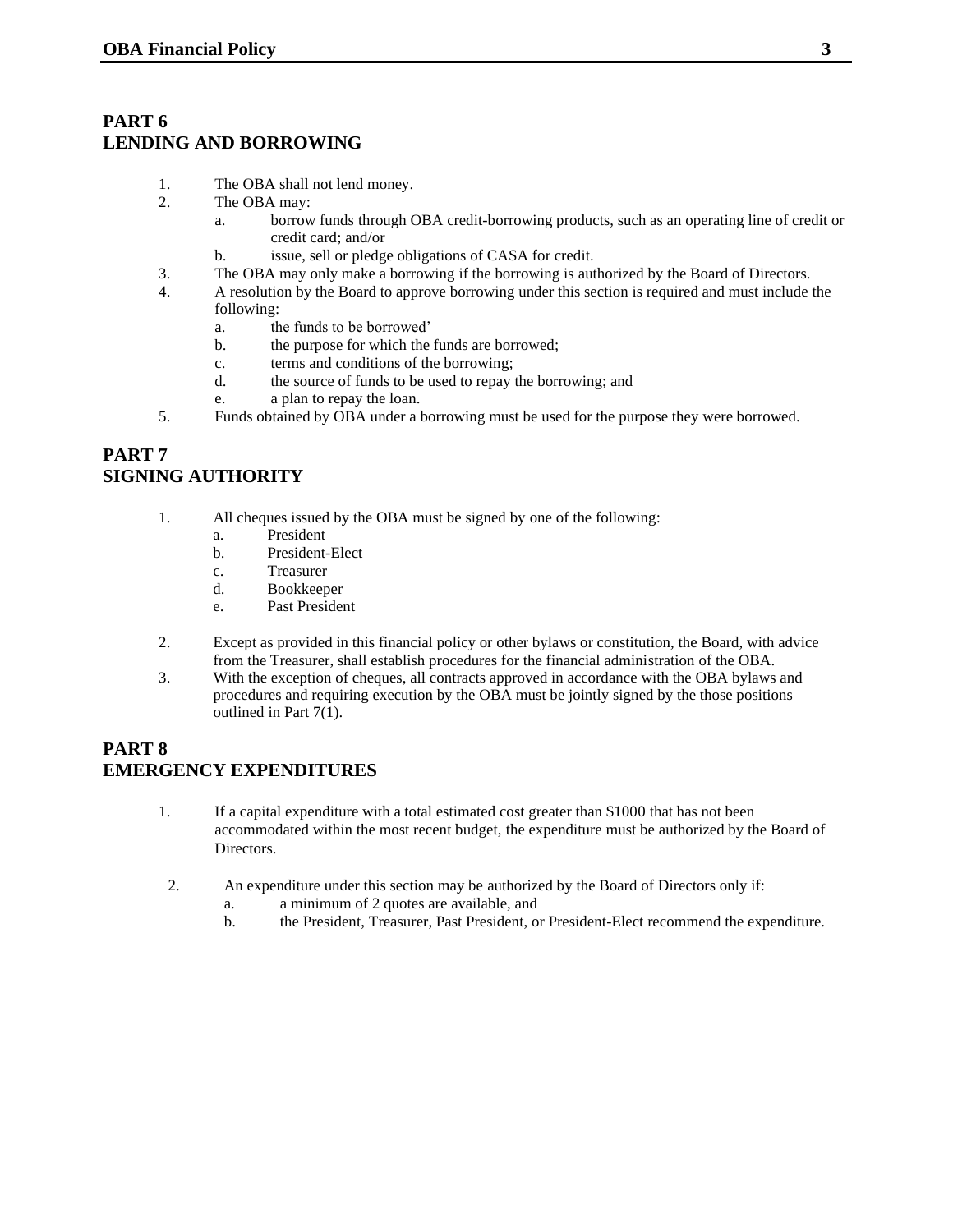## PART 6
## LENDING AND BORROWING

1. The OBA shall not lend money.
2. The OBA may:
   a. borrow funds through OBA credit-borrowing products, such as an operating line of credit or credit card; and/or
   b. issue, sell or pledge obligations of CASA for credit.
3. The OBA may only make a borrowing if the borrowing is authorized by the Board of Directors.
4. A resolution by the Board to approve borrowing under this section is required and must include the following:
   a. the funds to be borrowed'
   b. the purpose for which the funds are borrowed;
   c. terms and conditions of the borrowing;
   d. the source of funds to be used to repay the borrowing; and
   e. a plan to repay the loan.
5. Funds obtained by OBA under a borrowing must be used for the purpose they were borrowed.

## PART 7
## SIGNING AUTHORITY

1. All cheques issued by the OBA must be signed by one of the following:
   a. President
   b. President-Elect
   c. Treasurer
   d. Bookkeeper
   e. Past President
2. Except as provided in this financial policy or other bylaws or constitution, the Board, with advice from the Treasurer, shall establish procedures for the financial administration of the OBA.
3. With the exception of cheques, all contracts approved in accordance with the OBA bylaws and procedures and requiring execution by the OBA must be jointly signed by the those positions outlined in Part 7(1).

## PART 8
## EMERGENCY EXPENDITURES

1. If a capital expenditure with a total estimated cost greater than $1000 that has not been accommodated within the most recent budget, the expenditure must be authorized by the Board of Directors.
2. An expenditure under this section may be authorized by the Board of Directors only if:
   a. a minimum of 2 quotes are available, and
   b. the President, Treasurer, Past President, or President-Elect recommend the expenditure.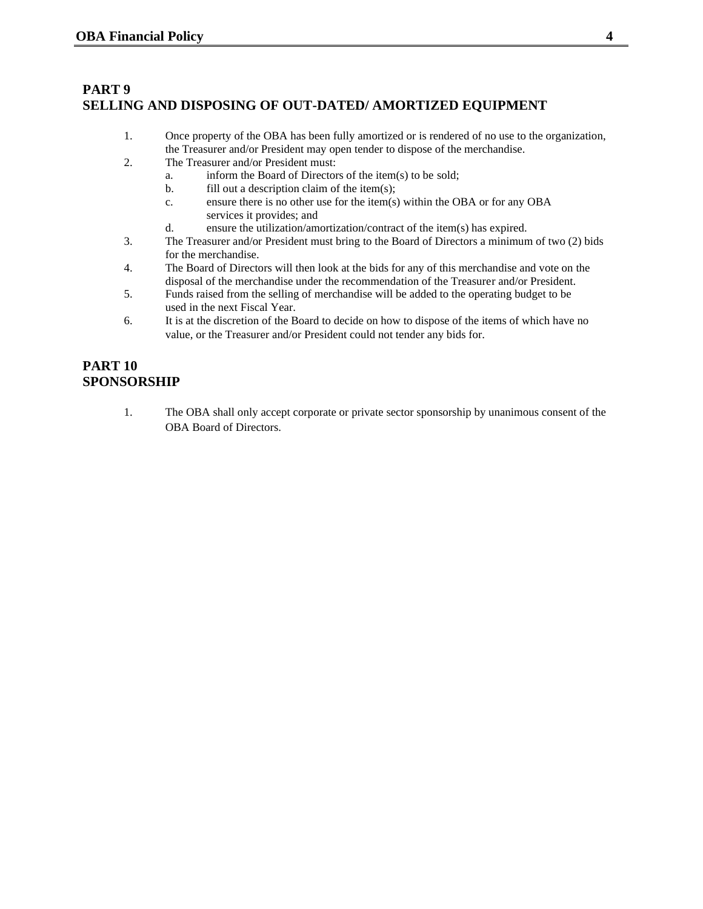## PART 9
## SELLING AND DISPOSING OF OUT-DATED/ AMORTIZED EQUIPMENT

1. Once property of the OBA has been fully amortized or is rendered of no use to the organization, the Treasurer and/or President may open tender to dispose of the merchandise.
2. The Treasurer and/or President must:
   a. inform the Board of Directors of the item(s) to be sold;
   b. fill out a description claim of the item(s);
   c. ensure there is no other use for the item(s) within the OBA or for any OBA services it provides; and
   d. ensure the utilization/amortization/contract of the item(s) has expired.
3. The Treasurer and/or President must bring to the Board of Directors a minimum of two (2) bids for the merchandise.
4. The Board of Directors will then look at the bids for any of this merchandise and vote on the disposal of the merchandise under the recommendation of the Treasurer and/or President.
5. Funds raised from the selling of merchandise will be added to the operating budget to be used in the next Fiscal Year.
6. It is at the discretion of the Board to decide on how to dispose of the items of which have no value, or the Treasurer and/or President could not tender any bids for.

## PART 10
## SPONSORSHIP

1. The OBA shall only accept corporate or private sector sponsorship by unanimous consent of the OBA Board of Directors.